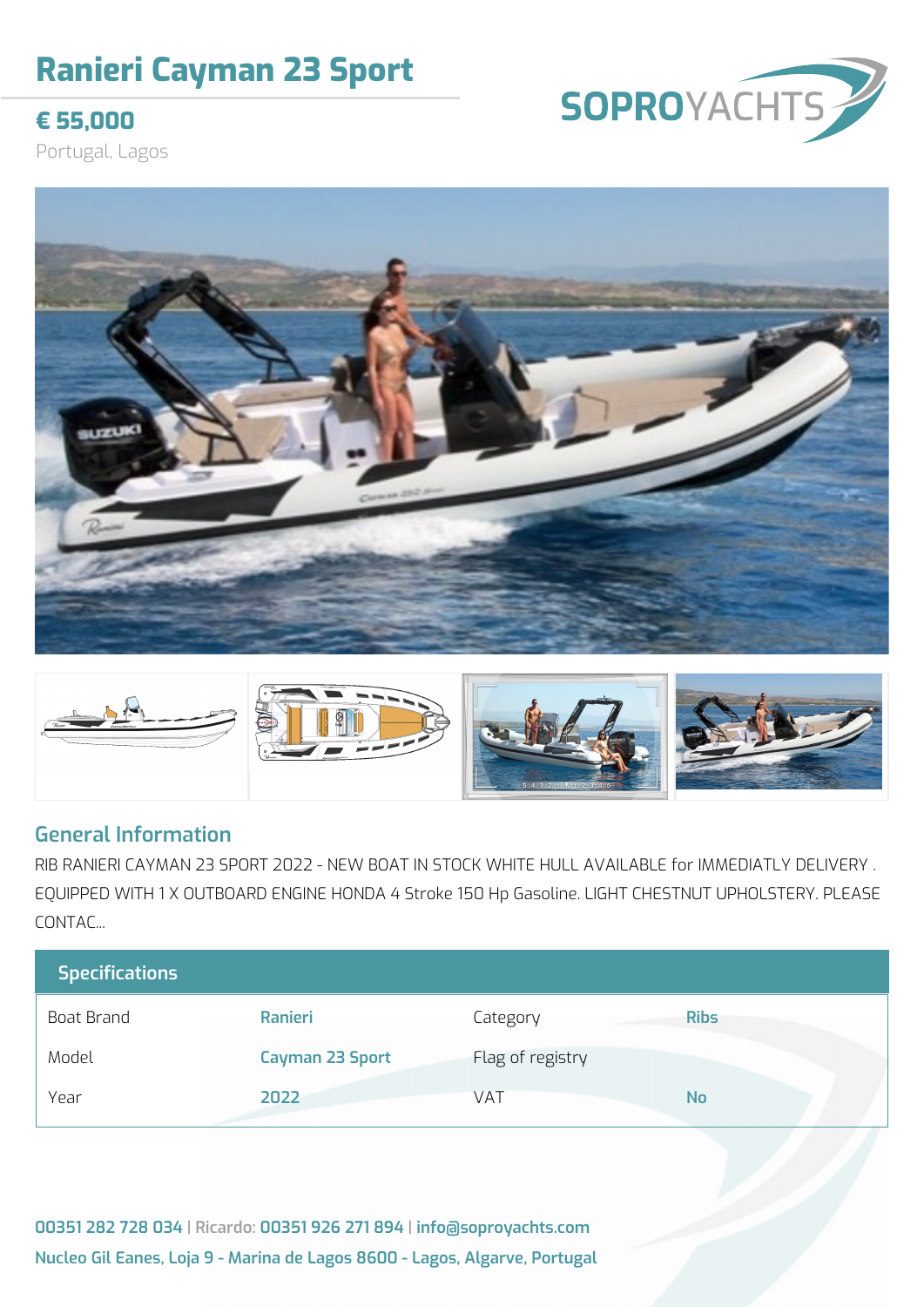# Ranieri Cayman 23 Sport

**€ 55,000**

Portugal, Lagos

## General Information

RIB RANIERI CAYMAN 23 SPORT 2022 - NEW BOAT IN STOCK WHITE HULL AVAILABLE for IMMEDIATLY DELIVERY . EQUIPPED WITH 1 X OUTBOARD ENGINE HONDA 4 Stroke 150 Hp Gasoline. LIGHT CHESTNUT UPHOLSTERY. PLEASE CONTAC...

## Specifications

| | | | |
|---|---|---|---|
| Boat Brand | Ranieri | Category | Ribs |
| Model | Cayman 23 Sport | Flag of registry | |
| Year | 2022 | VAT | No |

00351 282 728 034 | Ricardo: 00351 926 271 894 | info@soproyachts.com

Nucleo Gil Eanes, Loja 9 - Marina de Lagos 8600 - Lagos, Algarve, Portugal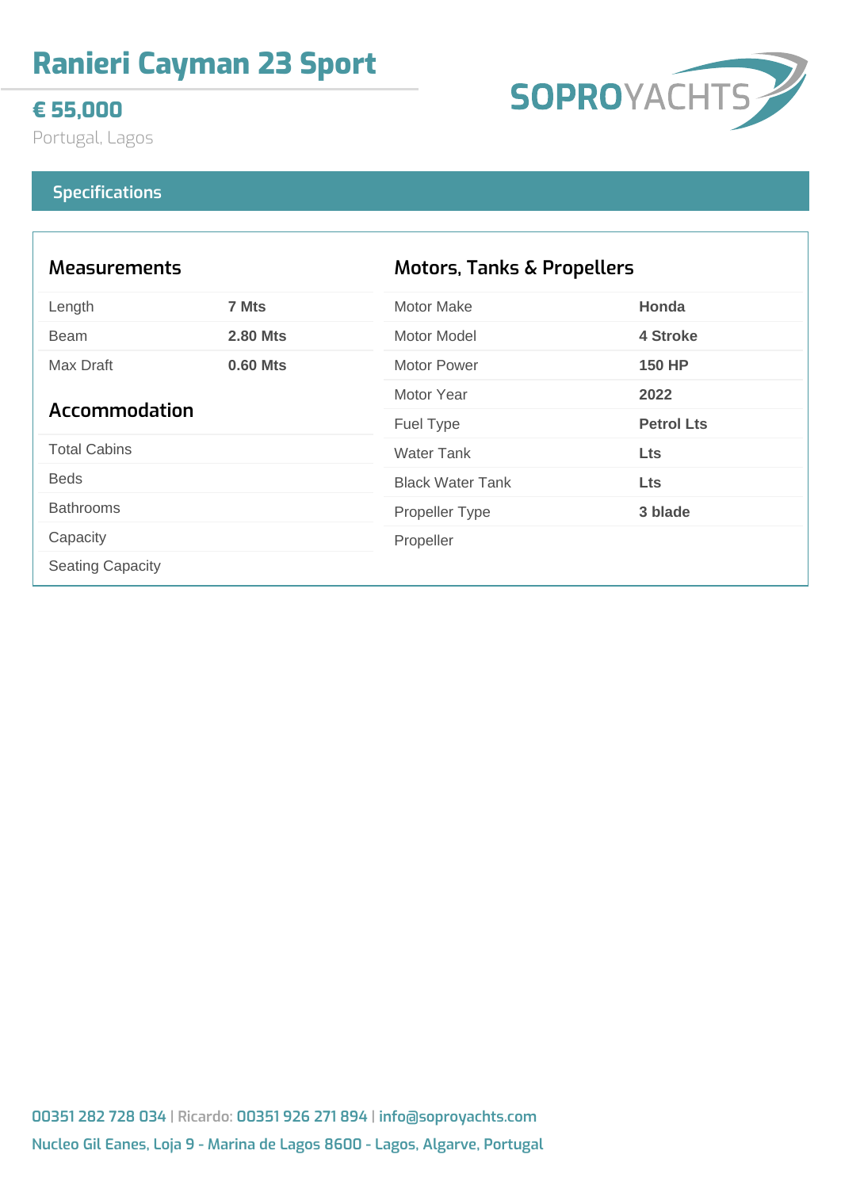# Ranieri Cayman 23 Sport

**€ 55,000**

Portugal, Lagos

SOPROYACHTS

## Specifications

### Measurements

| | |
|---|---|
| Length | **7 Mts** |
| Beam | **2.80 Mts** |
| Max Draft | **0.60 Mts** |

### Accommodation

| | |
|---|---|
| Total Cabins | |
| Beds | |
| Bathrooms | |
| Capacity | |
| Seating Capacity | |

### Motors, Tanks & Propellers

| | |
|---|---|
| Motor Make | **Honda** |
| Motor Model | **4 Stroke** |
| Motor Power | **150 HP** |
| Motor Year | **2022** |
| Fuel Type | **Petrol Lts** |
| Water Tank | **Lts** |
| Black Water Tank | **Lts** |
| Propeller Type | **3 blade** |
| Propeller | |

00351 282 728 034 | Ricardo: 00351 926 271 894 | info@soproyachts.com

Nucleo Gil Eanes, Loja 9 - Marina de Lagos 8600 - Lagos, Algarve, Portugal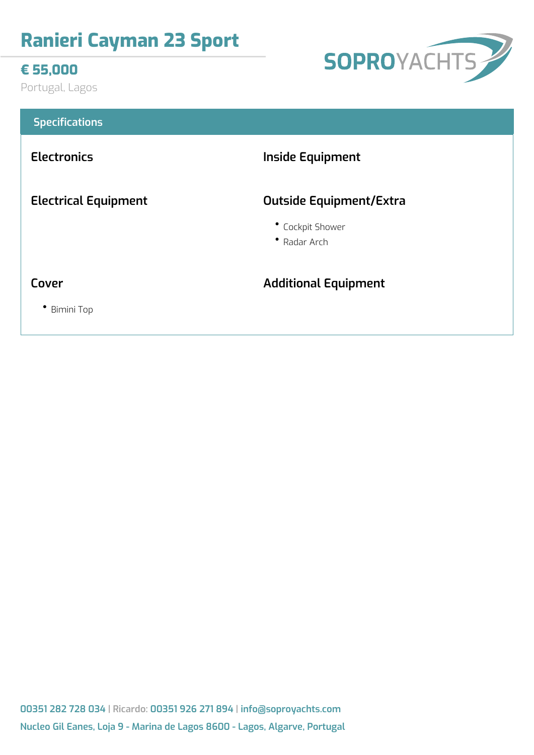# Ranieri Cayman 23 Sport

**€ 55,000**

Portugal, Lagos

## Specifications

### Electronics

### Inside Equipment

### Electrical Equipment

### Outside Equipment/Extra

- Cockpit Shower
- Radar Arch

### Cover

- Bimini Top

### Additional Equipment

00351 282 728 034 | Ricardo: 00351 926 271 894 | info@soproyachts.com

Nucleo Gil Eanes, Loja 9 - Marina de Lagos 8600 - Lagos, Algarve, Portugal